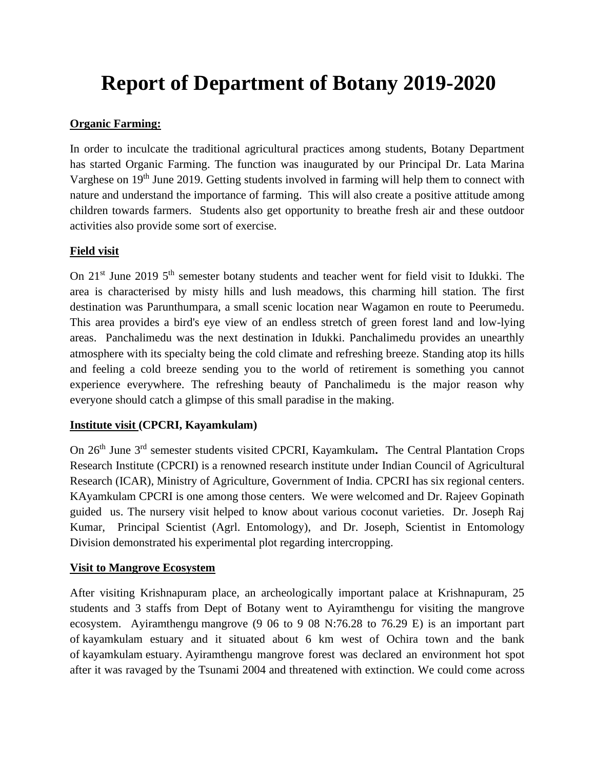# Report of Department of Botany 2019-2020

**Organic Farming:**

In order to inculcate the traditional agricultural practices among students, Botany Department has started Organic Farming. The function was inaugurated by our Principal Dr. Lata Marina Varghese on 19th June 2019. Getting students involved in farming will help them to connect with nature and understand the importance of farming. This will also create a positive attitude among children towards farmers. Students also get opportunity to breathe fresh air and these outdoor activities also provide some sort of exercise.

**Field visit**

On 21st June 2019 5th semester botany students and teacher went for field visit to Idukki. The area is characterised by misty hills and lush meadows, this charming hill station. The first destination was Parunthumpara, a small scenic location near Wagamon en route to Peerumedu. This area provides a bird's eye view of an endless stretch of green forest land and low-lying areas. Panchalimedu was the next destination in Idukki. Panchalimedu provides an unearthly atmosphere with its specialty being the cold climate and refreshing breeze. Standing atop its hills and feeling a cold breeze sending you to the world of retirement is something you cannot experience everywhere. The refreshing beauty of Panchalimedu is the major reason why everyone should catch a glimpse of this small paradise in the making.

**Institute visit (CPCRI, Kayamkulam)**

On 26th June 3rd semester students visited CPCRI, Kayamkulam**.** The Central Plantation Crops Research Institute (CPCRI) is a renowned research institute under Indian Council of Agricultural Research (ICAR), Ministry of Agriculture, Government of India. CPCRI has six regional centers. KAyamkulam CPCRI is one among those centers. We were welcomed and Dr. Rajeev Gopinath guided us. The nursery visit helped to know about various coconut varieties. Dr. Joseph Raj Kumar, Principal Scientist (Agrl. Entomology), and Dr. Joseph, Scientist in Entomology Division demonstrated his experimental plot regarding intercropping.

**Visit to Mangrove Ecosystem**

After visiting Krishnapuram place, an archeologically important palace at Krishnapuram, 25 students and 3 staffs from Dept of Botany went to Ayiramthengu for visiting the mangrove ecosystem. Ayiramthengu mangrove (9 06 to 9 08 N:76.28 to 76.29 E) is an important part of kayamkulam estuary and it situated about 6 km west of Ochira town and the bank of kayamkulam estuary. Ayiramthengu mangrove forest was declared an environment hot spot after it was ravaged by the Tsunami 2004 and threatened with extinction. We could come across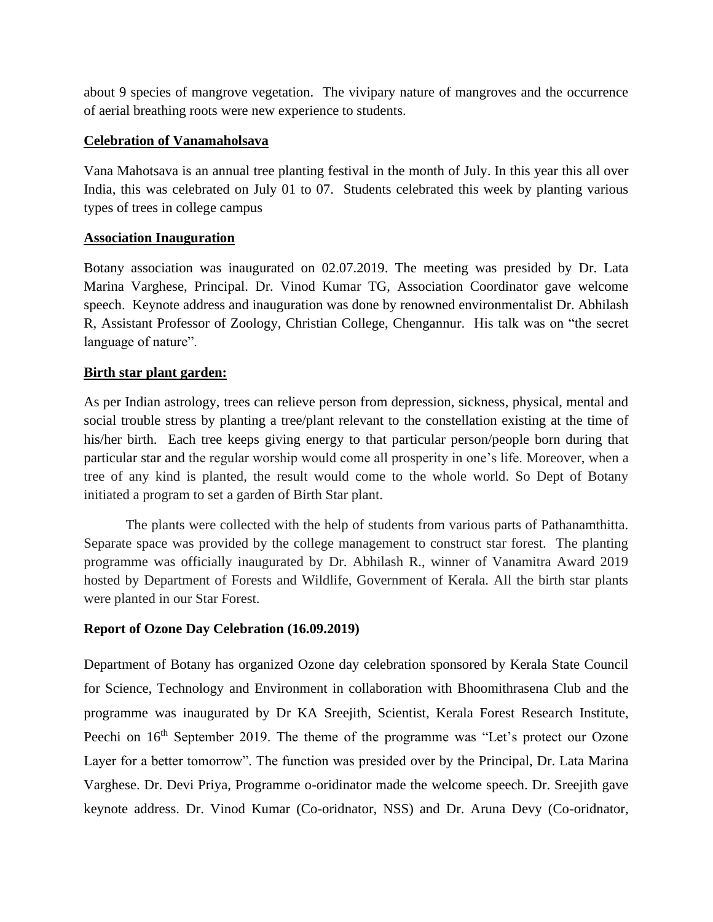about 9 species of mangrove vegetation. The vivipary nature of mangroves and the occurrence of aerial breathing roots were new experience to students.

## Celebration of Vanamaholsava

Vana Mahotsava is an annual tree planting festival in the month of July. In this year this all over India, this was celebrated on July 01 to 07. Students celebrated this week by planting various types of trees in college campus

## Association Inauguration

Botany association was inaugurated on 02.07.2019. The meeting was presided by Dr. Lata Marina Varghese, Principal. Dr. Vinod Kumar TG, Association Coordinator gave welcome speech. Keynote address and inauguration was done by renowned environmentalist Dr. Abhilash R, Assistant Professor of Zoology, Christian College, Chengannur. His talk was on "the secret language of nature".

## Birth star plant garden:

As per Indian astrology, trees can relieve person from depression, sickness, physical, mental and social trouble stress by planting a tree/plant relevant to the constellation existing at the time of his/her birth. Each tree keeps giving energy to that particular person/people born during that particular star and the regular worship would come all prosperity in one's life. Moreover, when a tree of any kind is planted, the result would come to the whole world. So Dept of Botany initiated a program to set a garden of Birth Star plant.

The plants were collected with the help of students from various parts of Pathanamthitta. Separate space was provided by the college management to construct star forest. The planting programme was officially inaugurated by Dr. Abhilash R., winner of Vanamitra Award 2019 hosted by Department of Forests and Wildlife, Government of Kerala. All the birth star plants were planted in our Star Forest.

## Report of Ozone Day Celebration (16.09.2019)

Department of Botany has organized Ozone day celebration sponsored by Kerala State Council for Science, Technology and Environment in collaboration with Bhoomithrasena Club and the programme was inaugurated by Dr KA Sreejith, Scientist, Kerala Forest Research Institute, Peechi on 16th September 2019. The theme of the programme was "Let's protect our Ozone Layer for a better tomorrow". The function was presided over by the Principal, Dr. Lata Marina Varghese. Dr. Devi Priya, Programme o-oridinator made the welcome speech. Dr. Sreejith gave keynote address. Dr. Vinod Kumar (Co-oridnator, NSS) and Dr. Aruna Devy (Co-oridnator,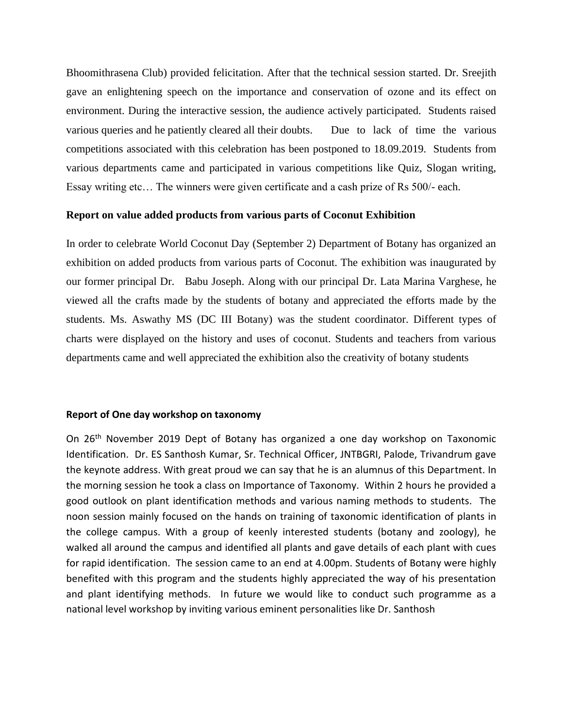Bhoomithrasena Club) provided felicitation. After that the technical session started. Dr. Sreejith gave an enlightening speech on the importance and conservation of ozone and its effect on environment. During the interactive session, the audience actively participated. Students raised various queries and he patiently cleared all their doubts. Due to lack of time the various competitions associated with this celebration has been postponed to 18.09.2019. Students from various departments came and participated in various competitions like Quiz, Slogan writing, Essay writing etc… The winners were given certificate and a cash prize of Rs 500/- each.

**Report on value added products from various parts of Coconut Exhibition**

In order to celebrate World Coconut Day (September 2) Department of Botany has organized an exhibition on added products from various parts of Coconut. The exhibition was inaugurated by our former principal Dr. Babu Joseph. Along with our principal Dr. Lata Marina Varghese, he viewed all the crafts made by the students of botany and appreciated the efforts made by the students. Ms. Aswathy MS (DC III Botany) was the student coordinator. Different types of charts were displayed on the history and uses of coconut. Students and teachers from various departments came and well appreciated the exhibition also the creativity of botany students

**Report of One day workshop on taxonomy**

On 26th November 2019 Dept of Botany has organized a one day workshop on Taxonomic Identification. Dr. ES Santhosh Kumar, Sr. Technical Officer, JNTBGRI, Palode, Trivandrum gave the keynote address. With great proud we can say that he is an alumnus of this Department. In the morning session he took a class on Importance of Taxonomy. Within 2 hours he provided a good outlook on plant identification methods and various naming methods to students. The noon session mainly focused on the hands on training of taxonomic identification of plants in the college campus. With a group of keenly interested students (botany and zoology), he walked all around the campus and identified all plants and gave details of each plant with cues for rapid identification. The session came to an end at 4.00pm. Students of Botany were highly benefited with this program and the students highly appreciated the way of his presentation and plant identifying methods. In future we would like to conduct such programme as a national level workshop by inviting various eminent personalities like Dr. Santhosh